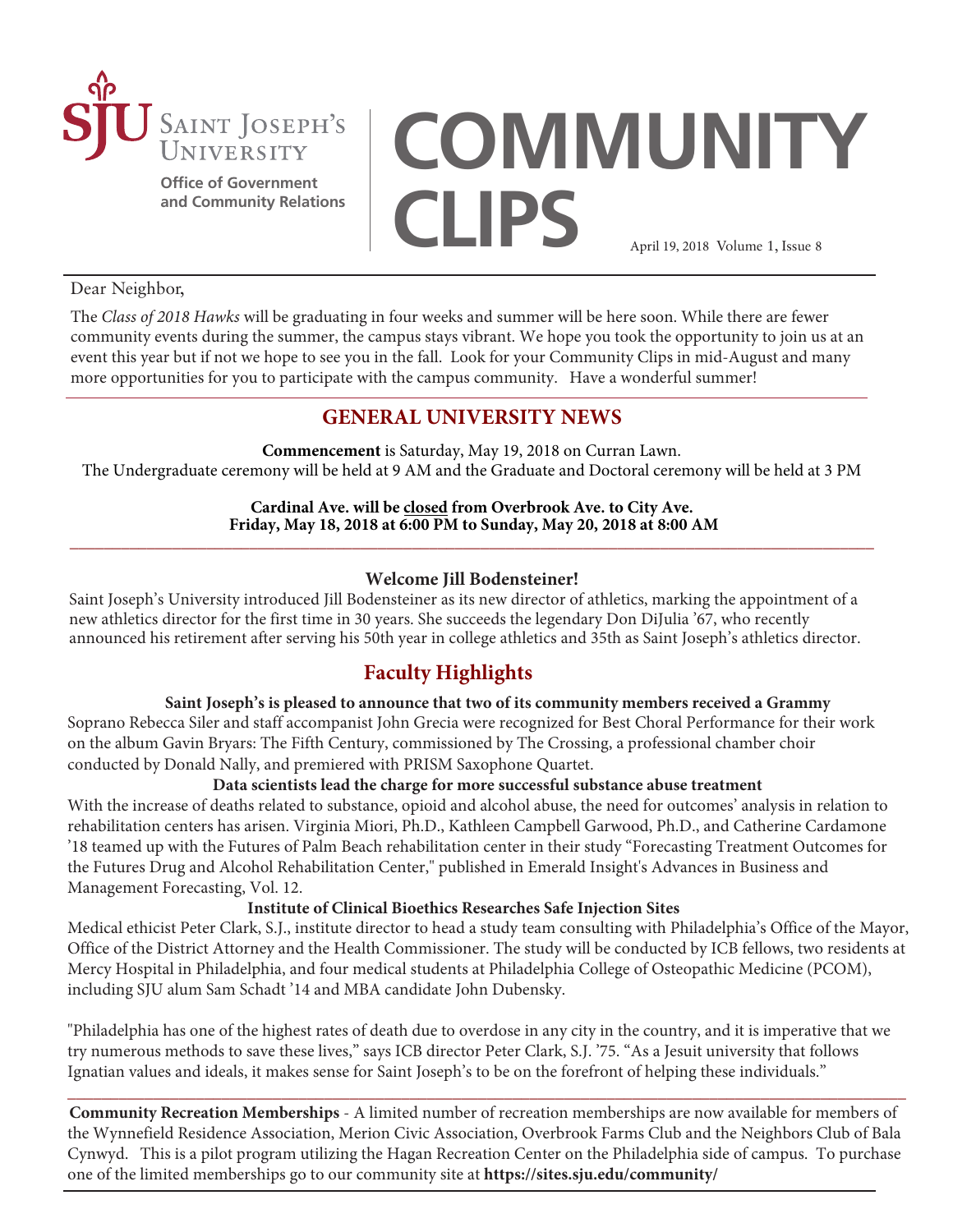Saint Joseph's University

Office of Government and Community Relations

# COMMUNITY CLIPS

April 19, 2018 Volume 1, Issue 8

Dear Neighbor,

The *Class of 2018 Hawks* will be graduating in four weeks and summer will be here soon. While there are fewer community events during the summer, the campus stays vibrant. We hope you took the opportunity to join us at an event this year but if not we hope to see you in the fall. Look for your Community Clips in mid-August and many more opportunities for you to participate with the campus community. Have a wonderful summer!

## GENERAL UNIVERSITY NEWS

**Commencement** is Saturday, May 19, 2018 on Curran Lawn.
The Undergraduate ceremony will be held at 9 AM and the Graduate and Doctoral ceremony will be held at 3 PM

**Cardinal Ave. will be closed from Overbrook Ave. to City Ave.**
**Friday, May 18, 2018 at 6:00 PM to Sunday, May 20, 2018 at 8:00 AM**

### Welcome Jill Bodensteiner!

Saint Joseph's University introduced Jill Bodensteiner as its new director of athletics, marking the appointment of a new athletics director for the first time in 30 years. She succeeds the legendary Don DiJulia '67, who recently announced his retirement after serving his 50th year in college athletics and 35th as Saint Joseph's athletics director.

## Faculty Highlights

**Saint Joseph's is pleased to announce that two of its community members received a Grammy**

Soprano Rebecca Siler and staff accompanist John Grecia were recognized for Best Choral Performance for their work on the album Gavin Bryars: The Fifth Century, commissioned by The Crossing, a professional chamber choir conducted by Donald Nally, and premiered with PRISM Saxophone Quartet.

**Data scientists lead the charge for more successful substance abuse treatment**

With the increase of deaths related to substance, opioid and alcohol abuse, the need for outcomes' analysis in relation to rehabilitation centers has arisen. Virginia Miori, Ph.D., Kathleen Campbell Garwood, Ph.D., and Catherine Cardamone '18 teamed up with the Futures of Palm Beach rehabilitation center in their study "Forecasting Treatment Outcomes for the Futures Drug and Alcohol Rehabilitation Center," published in Emerald Insight's Advances in Business and Management Forecasting, Vol. 12.

**Institute of Clinical Bioethics Researches Safe Injection Sites**

Medical ethicist Peter Clark, S.J., institute director to head a study team consulting with Philadelphia's Office of the Mayor, Office of the District Attorney and the Health Commissioner. The study will be conducted by ICB fellows, two residents at Mercy Hospital in Philadelphia, and four medical students at Philadelphia College of Osteopathic Medicine (PCOM), including SJU alum Sam Schadt '14 and MBA candidate John Dubensky.

"Philadelphia has one of the highest rates of death due to overdose in any city in the country, and it is imperative that we try numerous methods to save these lives," says ICB director Peter Clark, S.J. '75. "As a Jesuit university that follows Ignatian values and ideals, it makes sense for Saint Joseph's to be on the forefront of helping these individuals."

**Community Recreation Memberships** - A limited number of recreation memberships are now available for members of the Wynnefield Residence Association, Merion Civic Association, Overbrook Farms Club and the Neighbors Club of Bala Cynwyd. This is a pilot program utilizing the Hagan Recreation Center on the Philadelphia side of campus. To purchase one of the limited memberships go to our community site at **https://sites.sju.edu/community/**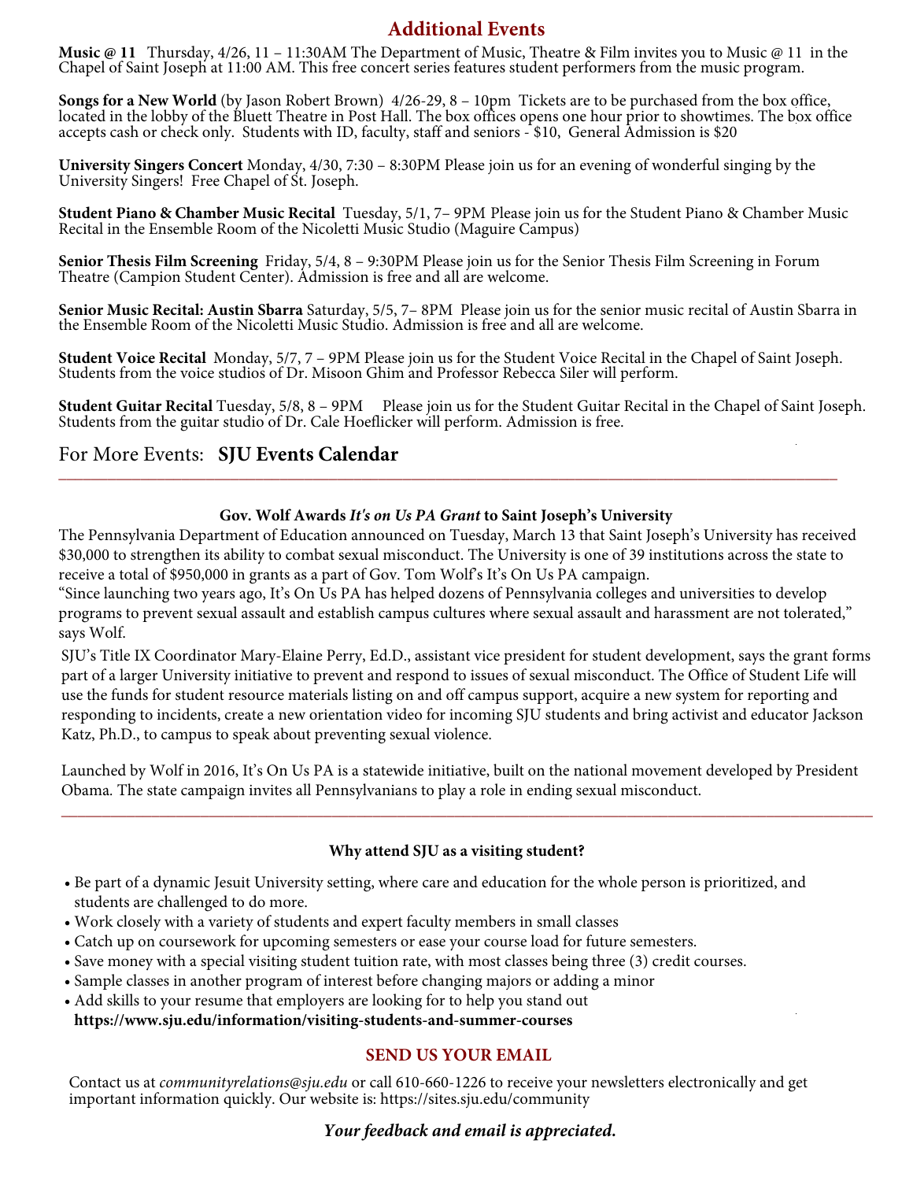## Additional Events

**Music @ 11** Thursday, 4/26, 11 – 11:30AM The Department of Music, Theatre & Film invites you to Music @ 11 in the Chapel of Saint Joseph at 11:00 AM. This free concert series features student performers from the music program.

**Songs for a New World** (by Jason Robert Brown) 4/26-29, 8 – 10pm Tickets are to be purchased from the box office, located in the lobby of the Bluett Theatre in Post Hall. The box offices opens one hour prior to showtimes. The box office accepts cash or check only. Students with ID, faculty, staff and seniors - $10, General Admission is $20

**University Singers Concert** Monday, 4/30, 7:30 – 8:30PM Please join us for an evening of wonderful singing by the University Singers! Free Chapel of St. Joseph.

**Student Piano & Chamber Music Recital** Tuesday, 5/1, 7– 9PM Please join us for the Student Piano & Chamber Music Recital in the Ensemble Room of the Nicoletti Music Studio (Maguire Campus)

**Senior Thesis Film Screening** Friday, 5/4, 8 – 9:30PM Please join us for the Senior Thesis Film Screening in Forum Theatre (Campion Student Center). Admission is free and all are welcome.

**Senior Music Recital: Austin Sbarra** Saturday, 5/5, 7– 8PM Please join us for the senior music recital of Austin Sbarra in the Ensemble Room of the Nicoletti Music Studio. Admission is free and all are welcome.

**Student Voice Recital** Monday, 5/7, 7 – 9PM Please join us for the Student Voice Recital in the Chapel of Saint Joseph. Students from the voice studios of Dr. Misoon Ghim and Professor Rebecca Siler will perform.

**Student Guitar Recital** Tuesday, 5/8, 8 – 9PM Please join us for the Student Guitar Recital in the Chapel of Saint Joseph. Students from the guitar studio of Dr. Cale Hoeflicker will perform. Admission is free.

For More Events: **SJU Events Calendar**

---

### Gov. Wolf Awards *It's on Us PA Grant* to Saint Joseph's University

The Pennsylvania Department of Education announced on Tuesday, March 13 that Saint Joseph's University has received $30,000 to strengthen its ability to combat sexual misconduct. The University is one of 39 institutions across the state to receive a total of $950,000 in grants as a part of Gov. Tom Wolf's It's On Us PA campaign.

"Since launching two years ago, It's On Us PA has helped dozens of Pennsylvania colleges and universities to develop programs to prevent sexual assault and establish campus cultures where sexual assault and harassment are not tolerated," says Wolf.

SJU's Title IX Coordinator Mary-Elaine Perry, Ed.D., assistant vice president for student development, says the grant forms part of a larger University initiative to prevent and respond to issues of sexual misconduct. The Office of Student Life will use the funds for student resource materials listing on and off campus support, acquire a new system for reporting and responding to incidents, create a new orientation video for incoming SJU students and bring activist and educator Jackson Katz, Ph.D., to campus to speak about preventing sexual violence.

Launched by Wolf in 2016, It's On Us PA is a statewide initiative, built on the national movement developed by President Obama. The state campaign invites all Pennsylvanians to play a role in ending sexual misconduct.

---

### Why attend SJU as a visiting student?

- Be part of a dynamic Jesuit University setting, where care and education for the whole person is prioritized, and students are challenged to do more.
- Work closely with a variety of students and expert faculty members in small classes
- Catch up on coursework for upcoming semesters or ease your course load for future semesters.
- Save money with a special visiting student tuition rate, with most classes being three (3) credit courses.
- Sample classes in another program of interest before changing majors or adding a minor
- Add skills to your resume that employers are looking for to help you stand out

**https://www.sju.edu/information/visiting-students-and-summer-courses**

### SEND US YOUR EMAIL

Contact us at *communityrelations@sju.edu* or call 610-660-1226 to receive your newsletters electronically and get important information quickly. Our website is: https://sites.sju.edu/community

***Your feedback and email is appreciated.***